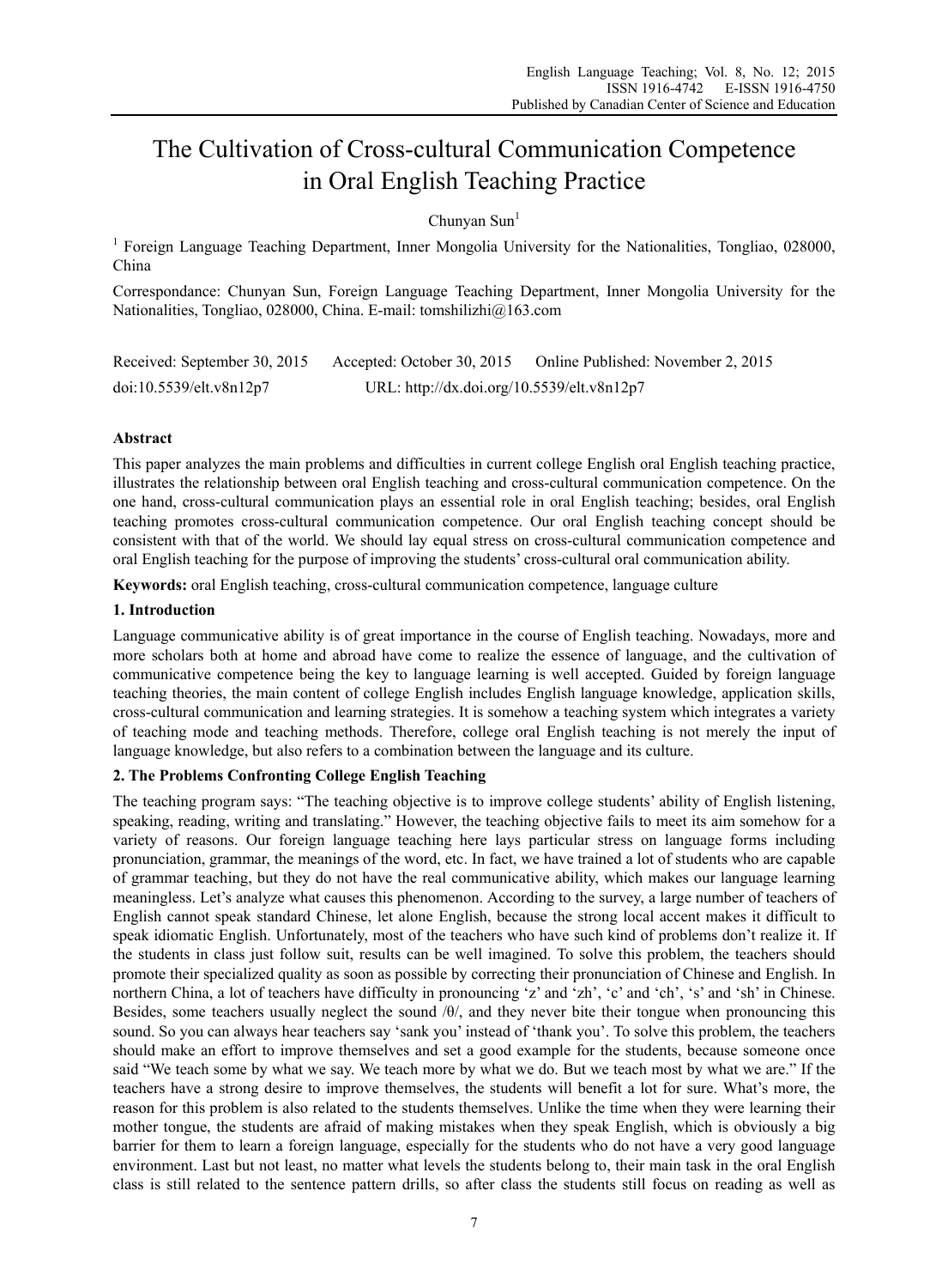# The Cultivation of Cross-cultural Communication Competence in Oral English Teaching Practice

Chunyan Sun[1]

[1] Foreign Language Teaching Department, Inner Mongolia University for the Nationalities, Tongliao, 028000, China

Correspondance: Chunyan Sun, Foreign Language Teaching Department, Inner Mongolia University for the Nationalities, Tongliao, 028000, China. E-mail: tomshilizhi@163.com

Received: September 30, 2015 Accepted: October 30, 2015 Online Published: November 2, 2015

doi:10.5539/elt.v8n12p7 URL: http://dx.doi.org/10.5539/elt.v8n12p7

## Abstract

This paper analyzes the main problems and difficulties in current college English oral English teaching practice, illustrates the relationship between oral English teaching and cross-cultural communication competence. On the one hand, cross-cultural communication plays an essential role in oral English teaching; besides, oral English teaching promotes cross-cultural communication competence. Our oral English teaching concept should be consistent with that of the world. We should lay equal stress on cross-cultural communication competence and oral English teaching for the purpose of improving the students' cross-cultural oral communication ability.

**Keywords:** oral English teaching, cross-cultural communication competence, language culture

## 1. Introduction

Language communicative ability is of great importance in the course of English teaching. Nowadays, more and more scholars both at home and abroad have come to realize the essence of language, and the cultivation of communicative competence being the key to language learning is well accepted. Guided by foreign language teaching theories, the main content of college English includes English language knowledge, application skills, cross-cultural communication and learning strategies. It is somehow a teaching system which integrates a variety of teaching mode and teaching methods. Therefore, college oral English teaching is not merely the input of language knowledge, but also refers to a combination between the language and its culture.

## 2. The Problems Confronting College English Teaching

The teaching program says: "The teaching objective is to improve college students' ability of English listening, speaking, reading, writing and translating." However, the teaching objective fails to meet its aim somehow for a variety of reasons. Our foreign language teaching here lays particular stress on language forms including pronunciation, grammar, the meanings of the word, etc. In fact, we have trained a lot of students who are capable of grammar teaching, but they do not have the real communicative ability, which makes our language learning meaningless. Let's analyze what causes this phenomenon. According to the survey, a large number of teachers of English cannot speak standard Chinese, let alone English, because the strong local accent makes it difficult to speak idiomatic English. Unfortunately, most of the teachers who have such kind of problems don't realize it. If the students in class just follow suit, results can be well imagined. To solve this problem, the teachers should promote their specialized quality as soon as possible by correcting their pronunciation of Chinese and English. In northern China, a lot of teachers have difficulty in pronouncing 'z' and 'zh', 'c' and 'ch', 's' and 'sh' in Chinese. Besides, some teachers usually neglect the sound /θ/, and they never bite their tongue when pronouncing this sound. So you can always hear teachers say 'sank you' instead of 'thank you'. To solve this problem, the teachers should make an effort to improve themselves and set a good example for the students, because someone once said "We teach some by what we say. We teach more by what we do. But we teach most by what we are." If the teachers have a strong desire to improve themselves, the students will benefit a lot for sure. What's more, the reason for this problem is also related to the students themselves. Unlike the time when they were learning their mother tongue, the students are afraid of making mistakes when they speak English, which is obviously a big barrier for them to learn a foreign language, especially for the students who do not have a very good language environment. Last but not least, no matter what levels the students belong to, their main task in the oral English class is still related to the sentence pattern drills, so after class the students still focus on reading as well as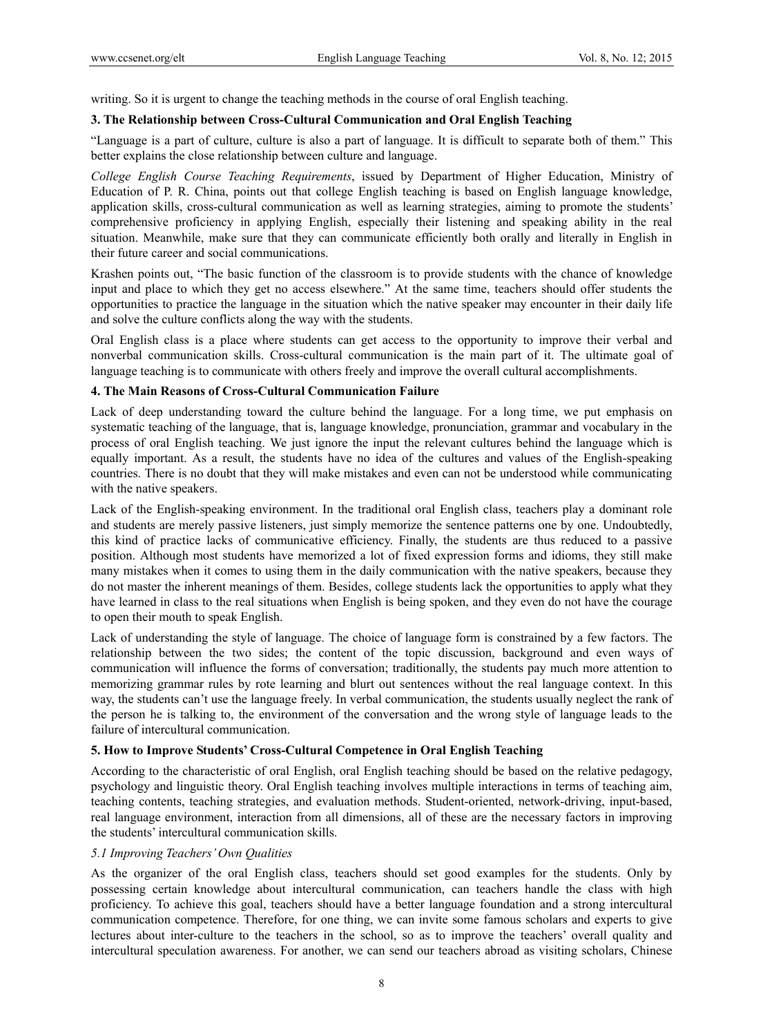writing. So it is urgent to change the teaching methods in the course of oral English teaching.

## 3. The Relationship between Cross-Cultural Communication and Oral English Teaching

"Language is a part of culture, culture is also a part of language. It is difficult to separate both of them." This better explains the close relationship between culture and language.

*College English Course Teaching Requirements*, issued by Department of Higher Education, Ministry of Education of P. R. China, points out that college English teaching is based on English language knowledge, application skills, cross-cultural communication as well as learning strategies, aiming to promote the students' comprehensive proficiency in applying English, especially their listening and speaking ability in the real situation. Meanwhile, make sure that they can communicate efficiently both orally and literally in English in their future career and social communications.

Krashen points out, "The basic function of the classroom is to provide students with the chance of knowledge input and place to which they get no access elsewhere." At the same time, teachers should offer students the opportunities to practice the language in the situation which the native speaker may encounter in their daily life and solve the culture conflicts along the way with the students.

Oral English class is a place where students can get access to the opportunity to improve their verbal and nonverbal communication skills. Cross-cultural communication is the main part of it. The ultimate goal of language teaching is to communicate with others freely and improve the overall cultural accomplishments.

## 4. The Main Reasons of Cross-Cultural Communication Failure

Lack of deep understanding toward the culture behind the language. For a long time, we put emphasis on systematic teaching of the language, that is, language knowledge, pronunciation, grammar and vocabulary in the process of oral English teaching. We just ignore the input the relevant cultures behind the language which is equally important. As a result, the students have no idea of the cultures and values of the English-speaking countries. There is no doubt that they will make mistakes and even can not be understood while communicating with the native speakers.

Lack of the English-speaking environment. In the traditional oral English class, teachers play a dominant role and students are merely passive listeners, just simply memorize the sentence patterns one by one. Undoubtedly, this kind of practice lacks of communicative efficiency. Finally, the students are thus reduced to a passive position. Although most students have memorized a lot of fixed expression forms and idioms, they still make many mistakes when it comes to using them in the daily communication with the native speakers, because they do not master the inherent meanings of them. Besides, college students lack the opportunities to apply what they have learned in class to the real situations when English is being spoken, and they even do not have the courage to open their mouth to speak English.

Lack of understanding the style of language. The choice of language form is constrained by a few factors. The relationship between the two sides; the content of the topic discussion, background and even ways of communication will influence the forms of conversation; traditionally, the students pay much more attention to memorizing grammar rules by rote learning and blurt out sentences without the real language context. In this way, the students can't use the language freely. In verbal communication, the students usually neglect the rank of the person he is talking to, the environment of the conversation and the wrong style of language leads to the failure of intercultural communication.

## 5. How to Improve Students' Cross-Cultural Competence in Oral English Teaching

According to the characteristic of oral English, oral English teaching should be based on the relative pedagogy, psychology and linguistic theory. Oral English teaching involves multiple interactions in terms of teaching aim, teaching contents, teaching strategies, and evaluation methods. Student-oriented, network-driving, input-based, real language environment, interaction from all dimensions, all of these are the necessary factors in improving the students' intercultural communication skills.

### *5.1 Improving Teachers' Own Qualities*

As the organizer of the oral English class, teachers should set good examples for the students. Only by possessing certain knowledge about intercultural communication, can teachers handle the class with high proficiency. To achieve this goal, teachers should have a better language foundation and a strong intercultural communication competence. Therefore, for one thing, we can invite some famous scholars and experts to give lectures about inter-culture to the teachers in the school, so as to improve the teachers' overall quality and intercultural speculation awareness. For another, we can send our teachers abroad as visiting scholars, Chinese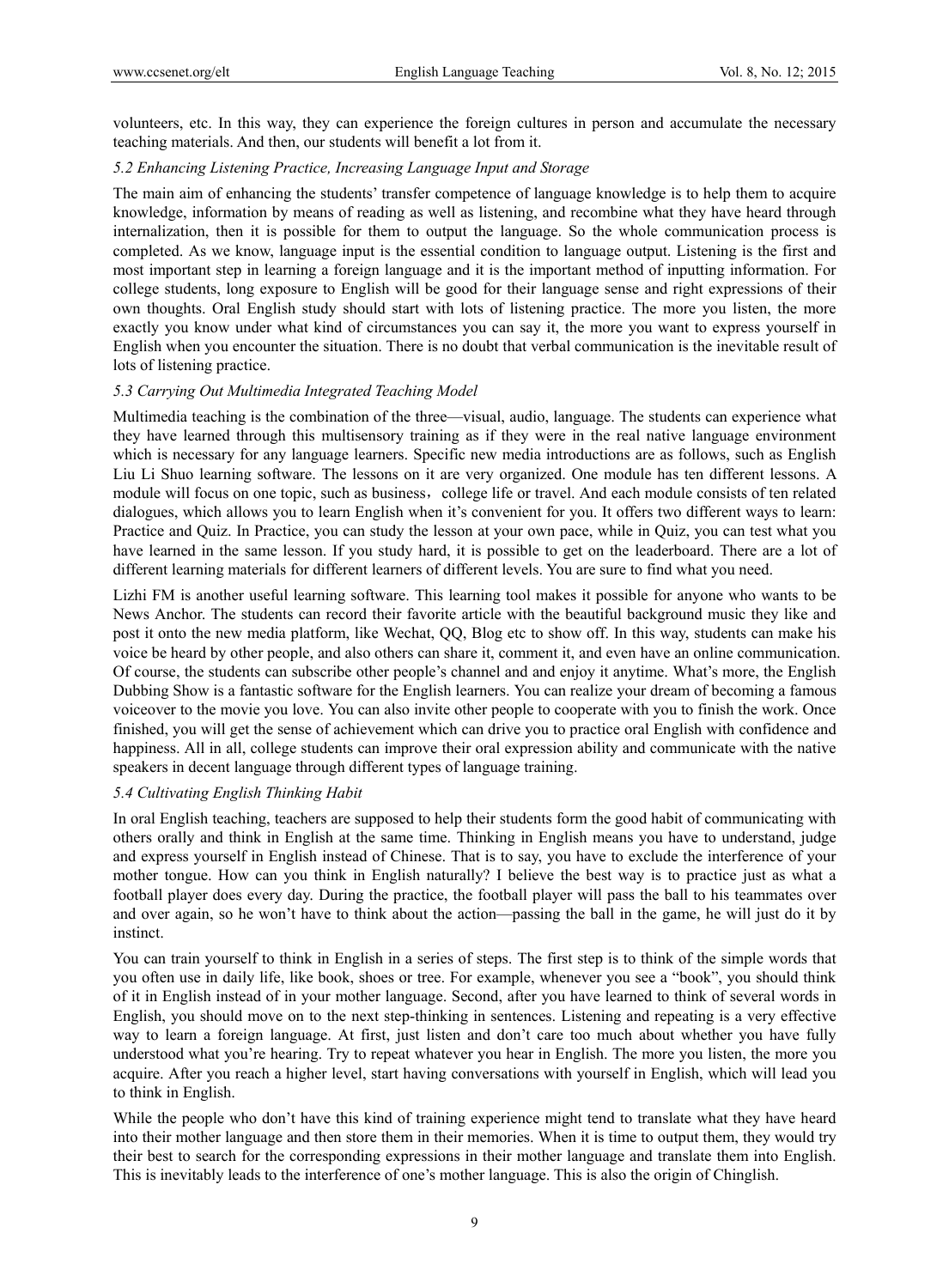volunteers, etc. In this way, they can experience the foreign cultures in person and accumulate the necessary teaching materials. And then, our students will benefit a lot from it.

### *5.2 Enhancing Listening Practice, Increasing Language Input and Storage*

The main aim of enhancing the students' transfer competence of language knowledge is to help them to acquire knowledge, information by means of reading as well as listening, and recombine what they have heard through internalization, then it is possible for them to output the language. So the whole communication process is completed. As we know, language input is the essential condition to language output. Listening is the first and most important step in learning a foreign language and it is the important method of inputting information. For college students, long exposure to English will be good for their language sense and right expressions of their own thoughts. Oral English study should start with lots of listening practice. The more you listen, the more exactly you know under what kind of circumstances you can say it, the more you want to express yourself in English when you encounter the situation. There is no doubt that verbal communication is the inevitable result of lots of listening practice.

### *5.3 Carrying Out Multimedia Integrated Teaching Model*

Multimedia teaching is the combination of the three—visual, audio, language. The students can experience what they have learned through this multisensory training as if they were in the real native language environment which is necessary for any language learners. Specific new media introductions are as follows, such as English Liu Li Shuo learning software. The lessons on it are very organized. One module has ten different lessons. A module will focus on one topic, such as business，college life or travel. And each module consists of ten related dialogues, which allows you to learn English when it's convenient for you. It offers two different ways to learn: Practice and Quiz. In Practice, you can study the lesson at your own pace, while in Quiz, you can test what you have learned in the same lesson. If you study hard, it is possible to get on the leaderboard. There are a lot of different learning materials for different learners of different levels. You are sure to find what you need.

Lizhi FM is another useful learning software. This learning tool makes it possible for anyone who wants to be News Anchor. The students can record their favorite article with the beautiful background music they like and post it onto the new media platform, like Wechat, QQ, Blog etc to show off. In this way, students can make his voice be heard by other people, and also others can share it, comment it, and even have an online communication. Of course, the students can subscribe other people's channel and and enjoy it anytime. What's more, the English Dubbing Show is a fantastic software for the English learners. You can realize your dream of becoming a famous voiceover to the movie you love. You can also invite other people to cooperate with you to finish the work. Once finished, you will get the sense of achievement which can drive you to practice oral English with confidence and happiness. All in all, college students can improve their oral expression ability and communicate with the native speakers in decent language through different types of language training.

### *5.4 Cultivating English Thinking Habit*

In oral English teaching, teachers are supposed to help their students form the good habit of communicating with others orally and think in English at the same time. Thinking in English means you have to understand, judge and express yourself in English instead of Chinese. That is to say, you have to exclude the interference of your mother tongue. How can you think in English naturally? I believe the best way is to practice just as what a football player does every day. During the practice, the football player will pass the ball to his teammates over and over again, so he won't have to think about the action—passing the ball in the game, he will just do it by instinct.

You can train yourself to think in English in a series of steps. The first step is to think of the simple words that you often use in daily life, like book, shoes or tree. For example, whenever you see a "book", you should think of it in English instead of in your mother language. Second, after you have learned to think of several words in English, you should move on to the next step-thinking in sentences. Listening and repeating is a very effective way to learn a foreign language. At first, just listen and don't care too much about whether you have fully understood what you're hearing. Try to repeat whatever you hear in English. The more you listen, the more you acquire. After you reach a higher level, start having conversations with yourself in English, which will lead you to think in English.

While the people who don't have this kind of training experience might tend to translate what they have heard into their mother language and then store them in their memories. When it is time to output them, they would try their best to search for the corresponding expressions in their mother language and translate them into English. This is inevitably leads to the interference of one's mother language. This is also the origin of Chinglish.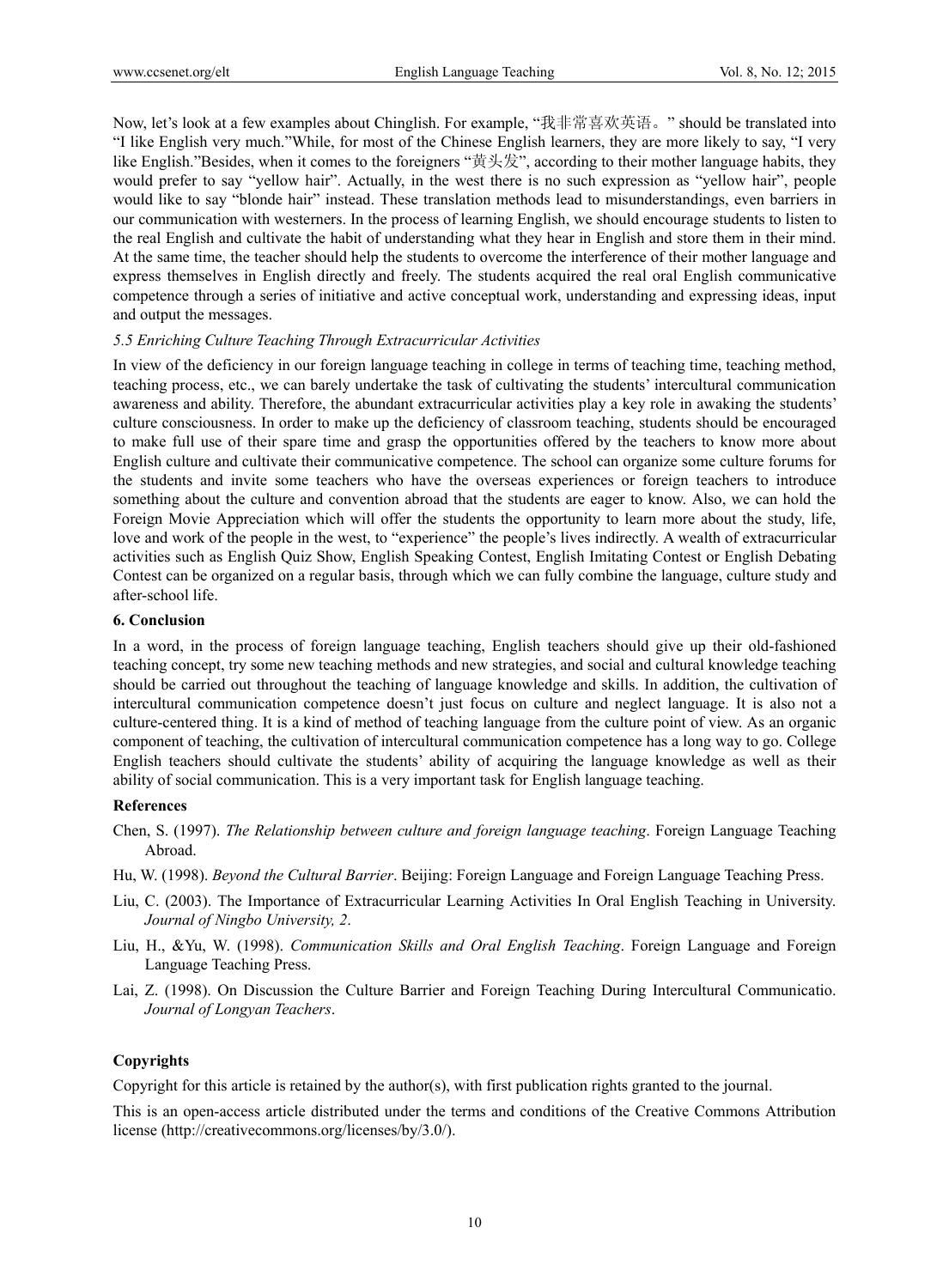Now, let's look at a few examples about Chinglish. For example, "我非常喜欢英语。" should be translated into "I like English very much."While, for most of the Chinese English learners, they are more likely to say, "I very like English."Besides, when it comes to the foreigners "黄头发", according to their mother language habits, they would prefer to say "yellow hair". Actually, in the west there is no such expression as "yellow hair", people would like to say "blonde hair" instead. These translation methods lead to misunderstandings, even barriers in our communication with westerners. In the process of learning English, we should encourage students to listen to the real English and cultivate the habit of understanding what they hear in English and store them in their mind. At the same time, the teacher should help the students to overcome the interference of their mother language and express themselves in English directly and freely. The students acquired the real oral English communicative competence through a series of initiative and active conceptual work, understanding and expressing ideas, input and output the messages.

### *5.5 Enriching Culture Teaching Through Extracurricular Activities*

In view of the deficiency in our foreign language teaching in college in terms of teaching time, teaching method, teaching process, etc., we can barely undertake the task of cultivating the students' intercultural communication awareness and ability. Therefore, the abundant extracurricular activities play a key role in awaking the students' culture consciousness. In order to make up the deficiency of classroom teaching, students should be encouraged to make full use of their spare time and grasp the opportunities offered by the teachers to know more about English culture and cultivate their communicative competence. The school can organize some culture forums for the students and invite some teachers who have the overseas experiences or foreign teachers to introduce something about the culture and convention abroad that the students are eager to know. Also, we can hold the Foreign Movie Appreciation which will offer the students the opportunity to learn more about the study, life, love and work of the people in the west, to "experience" the people's lives indirectly. A wealth of extracurricular activities such as English Quiz Show, English Speaking Contest, English Imitating Contest or English Debating Contest can be organized on a regular basis, through which we can fully combine the language, culture study and after-school life.

## 6. Conclusion

In a word, in the process of foreign language teaching, English teachers should give up their old-fashioned teaching concept, try some new teaching methods and new strategies, and social and cultural knowledge teaching should be carried out throughout the teaching of language knowledge and skills. In addition, the cultivation of intercultural communication competence doesn't just focus on culture and neglect language. It is also not a culture-centered thing. It is a kind of method of teaching language from the culture point of view. As an organic component of teaching, the cultivation of intercultural communication competence has a long way to go. College English teachers should cultivate the students' ability of acquiring the language knowledge as well as their ability of social communication. This is a very important task for English language teaching.

## References

Chen, S. (1997). *The Relationship between culture and foreign language teaching*. Foreign Language Teaching Abroad.

Hu, W. (1998). *Beyond the Cultural Barrier*. Beijing: Foreign Language and Foreign Language Teaching Press.

Liu, C. (2003). The Importance of Extracurricular Learning Activities In Oral English Teaching in University. *Journal of Ningbo University, 2*.

Liu, H., &Yu, W. (1998). *Communication Skills and Oral English Teaching*. Foreign Language and Foreign Language Teaching Press.

Lai, Z. (1998). On Discussion the Culture Barrier and Foreign Teaching During Intercultural Communicatio. *Journal of Longyan Teachers*.

## Copyrights

Copyright for this article is retained by the author(s), with first publication rights granted to the journal.

This is an open-access article distributed under the terms and conditions of the Creative Commons Attribution license (http://creativecommons.org/licenses/by/3.0/).